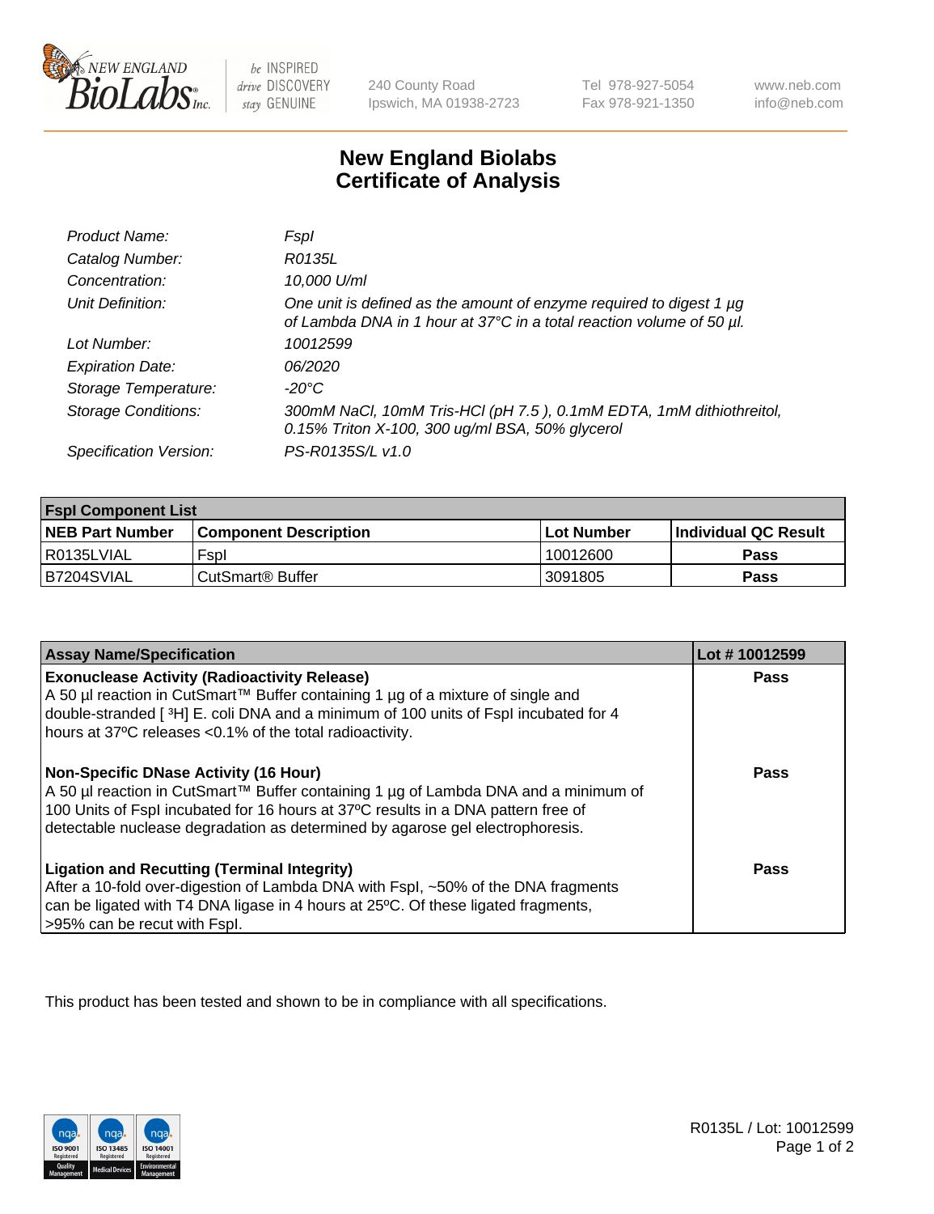# New England Biolabs Certificate of Analysis

| | |
|---|---|
| *Product Name:* | *FspI* |
| *Catalog Number:* | *R0135L* |
| *Concentration:* | *10,000 U/ml* |
| *Unit Definition:* | *One unit is defined as the amount of enzyme required to digest 1 µg of Lambda DNA in 1 hour at 37°C in a total reaction volume of 50 µl.* |
| *Lot Number:* | *10012599* |
| *Expiration Date:* | *06/2020* |
| *Storage Temperature:* | *-20°C* |
| *Storage Conditions:* | *300mM NaCl, 10mM Tris-HCl (pH 7.5 ), 0.1mM EDTA, 1mM dithiothreitol, 0.15% Triton X-100, 300 ug/ml BSA, 50% glycerol* |
| *Specification Version:* | *PS-R0135S/L v1.0* |

| FspI Component List | | | |
|---|---|---|---|
| **NEB Part Number** | **Component Description** | **Lot Number** | **Individual QC Result** |
| R0135LVIAL | FspI | 10012600 | **Pass** |
| B7204SVIAL | CutSmart® Buffer | 3091805 | **Pass** |

| Assay Name/Specification | Lot # 10012599 |
|---|---|
| **Exonuclease Activity (Radioactivity Release)** A 50 µl reaction in CutSmart™ Buffer containing 1 µg of a mixture of single and double-stranded [ $^3$H] E. coli DNA and a minimum of 100 units of FspI incubated for 4 hours at 37ºC releases <0.1% of the total radioactivity. | **Pass** |
| **Non-Specific DNase Activity (16 Hour)** A 50 µl reaction in CutSmart™ Buffer containing 1 µg of Lambda DNA and a minimum of 100 Units of FspI incubated for 16 hours at 37ºC results in a DNA pattern free of detectable nuclease degradation as determined by agarose gel electrophoresis. | **Pass** |
| **Ligation and Recutting (Terminal Integrity)** After a 10-fold over-digestion of Lambda DNA with FspI, ~50% of the DNA fragments can be ligated with T4 DNA ligase in 4 hours at 25ºC. Of these ligated fragments, >95% can be recut with FspI. | **Pass** |

This product has been tested and shown to be in compliance with all specifications.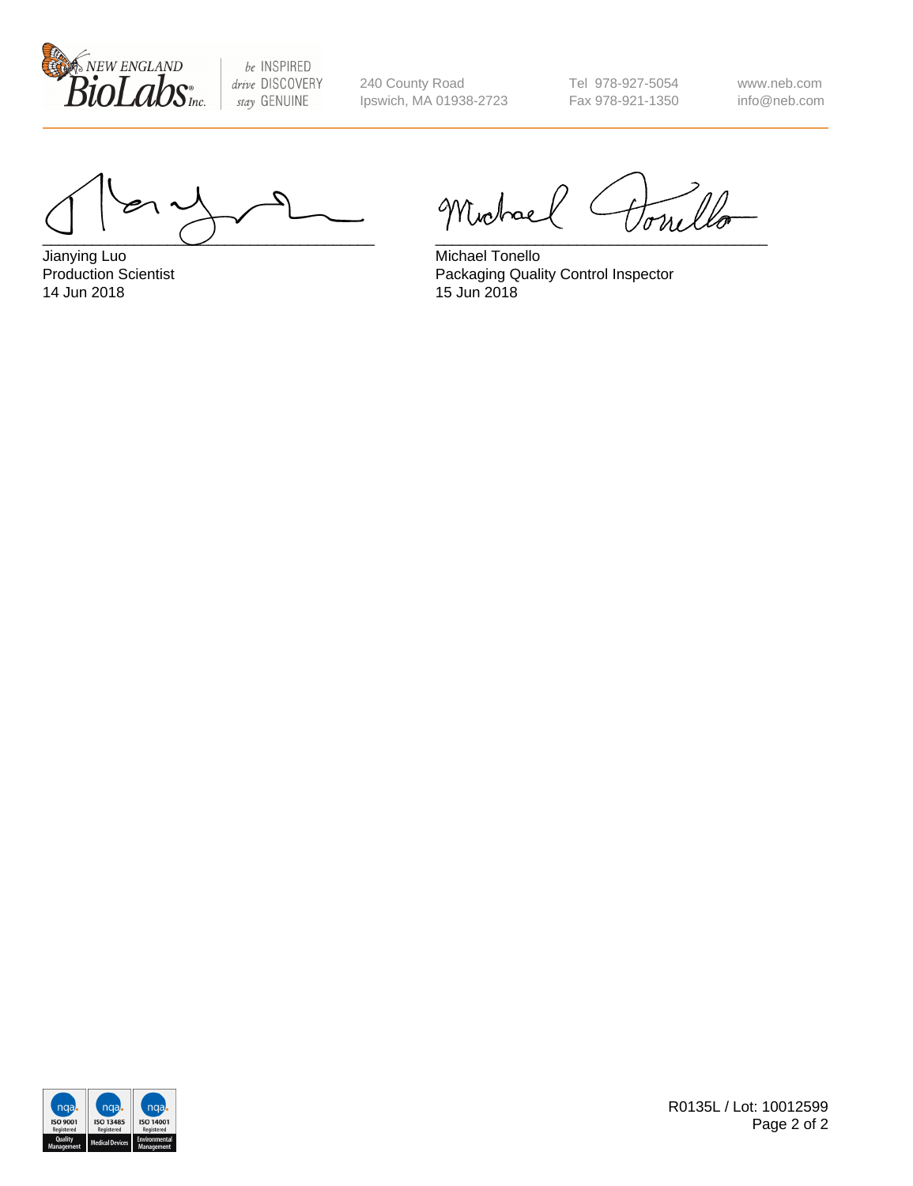Jianying Luo
Production Scientist
14 Jun 2018

Michael Tonello
Packaging Quality Control Inspector
15 Jun 2018

R0135L / Lot: 10012599